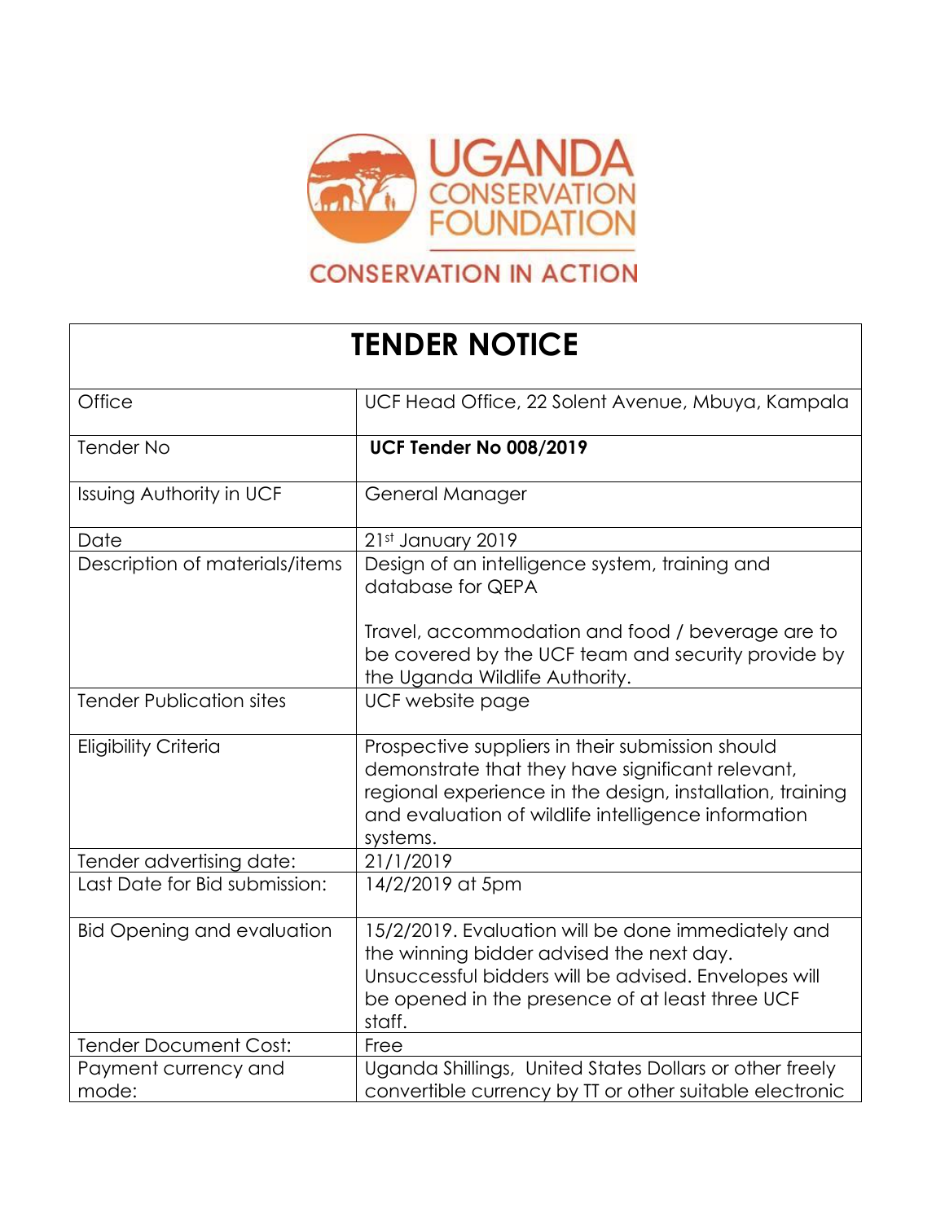UGANDA CONSERVATION FOUNDATION

CONSERVATION IN ACTION

| TENDER NOTICE | |
|---|---|
| Office | UCF Head Office, 22 Solent Avenue, Mbuya, Kampala |
| Tender No | **UCF Tender No 008/2019** |
| Issuing Authority in UCF | General Manager |
| Date | 21st January 2019 |
| Description of materials/items | Design of an intelligence system, training and database for QEPA<br><br>Travel, accommodation and food / beverage are to be covered by the UCF team and security provide by the Uganda Wildlife Authority. |
| Tender Publication sites | UCF website page |
| Eligibility Criteria | Prospective suppliers in their submission should demonstrate that they have significant relevant, regional experience in the design, installation, training and evaluation of wildlife intelligence information systems. |
| Tender advertising date: | 21/1/2019 |
| Last Date for Bid submission: | 14/2/2019 at 5pm |
| Bid Opening and evaluation | 15/2/2019. Evaluation will be done immediately and the winning bidder advised the next day. Unsuccessful bidders will be advised. Envelopes will be opened in the presence of at least three UCF staff. |
| Tender Document Cost: | Free |
| Payment currency and mode: | Uganda Shillings, United States Dollars or other freely convertible currency by TT or other suitable electronic |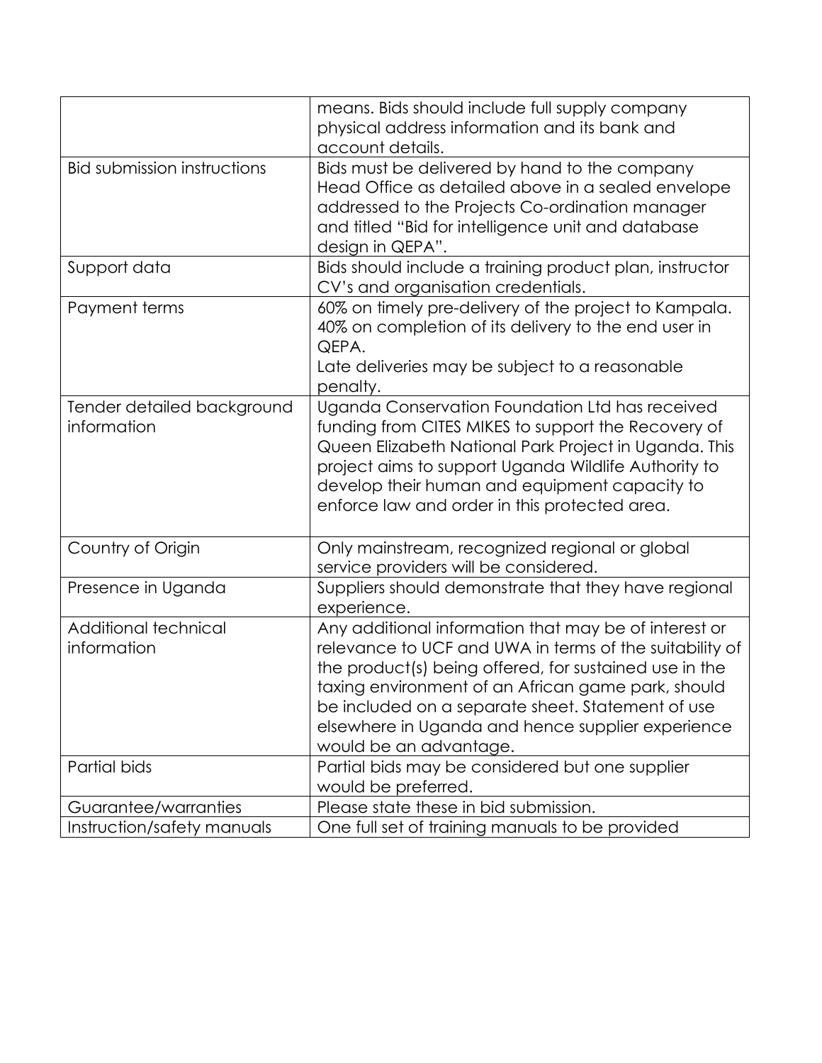| | |
|---|---|
| | means. Bids should include full supply company physical address information and its bank and account details. |
| Bid submission instructions | Bids must be delivered by hand to the company Head Office as detailed above in a sealed envelope addressed to the Projects Co-ordination manager and titled "Bid for intelligence unit and database design in QEPA". |
| Support data | Bids should include a training product plan, instructor CV's and organisation credentials. |
| Payment terms | 60% on timely pre-delivery of the project to Kampala. 40% on completion of its delivery to the end user in QEPA. Late deliveries may be subject to a reasonable penalty. |
| Tender detailed background information | Uganda Conservation Foundation Ltd has received funding from CITES MIKES to support the Recovery of Queen Elizabeth National Park Project in Uganda. This project aims to support Uganda Wildlife Authority to develop their human and equipment capacity to enforce law and order in this protected area. |
| Country of Origin | Only mainstream, recognized regional or global service providers will be considered. |
| Presence in Uganda | Suppliers should demonstrate that they have regional experience. |
| Additional technical information | Any additional information that may be of interest or relevance to UCF and UWA in terms of the suitability of the product(s) being offered, for sustained use in the taxing environment of an African game park, should be included on a separate sheet. Statement of use elsewhere in Uganda and hence supplier experience would be an advantage. |
| Partial bids | Partial bids may be considered but one supplier would be preferred. |
| Guarantee/warranties | Please state these in bid submission. |
| Instruction/safety manuals | One full set of training manuals to be provided |